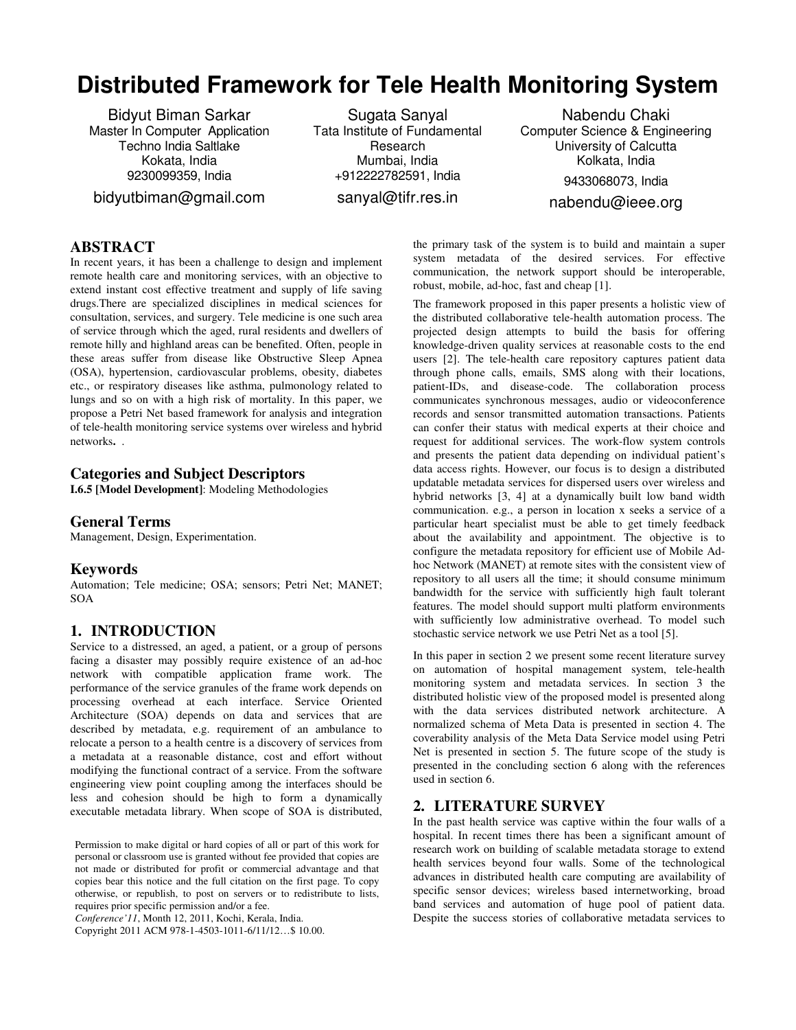# Distributed Framework for Tele Health Monitoring System

Bidyut Biman Sarkar
Master In Computer Application
Techno India Saltlake
Kokata, India
9230099359, India
bidyutbiman@gmail.com

Sugata Sanyal
Tata Institute of Fundamental Research
Mumbai, India
+912222782591, India
sanyal@tifr.res.in

Nabendu Chaki
Computer Science & Engineering
University of Calcutta
Kolkata, India
9433068073, India
nabendu@ieee.org

## ABSTRACT

In recent years, it has been a challenge to design and implement remote health care and monitoring services, with an objective to extend instant cost effective treatment and supply of life saving drugs.There are specialized disciplines in medical sciences for consultation, services, and surgery. Tele medicine is one such area of service through which the aged, rural residents and dwellers of remote hilly and highland areas can be benefited. Often, people in these areas suffer from disease like Obstructive Sleep Apnea (OSA), hypertension, cardiovascular problems, obesity, diabetes etc., or respiratory diseases like asthma, pulmonology related to lungs and so on with a high risk of mortality. In this paper, we propose a Petri Net based framework for analysis and integration of tele-health monitoring service systems over wireless and hybrid networks**.** .

## Categories and Subject Descriptors

**I.6.5 [Model Development]**: Modeling Methodologies

## General Terms

Management, Design, Experimentation.

## Keywords

Automation; Tele medicine; OSA; sensors; Petri Net; MANET; SOA

## 1. INTRODUCTION

Service to a distressed, an aged, a patient, or a group of persons facing a disaster may possibly require existence of an ad-hoc network with compatible application frame work. The performance of the service granules of the frame work depends on processing overhead at each interface. Service Oriented Architecture (SOA) depends on data and services that are described by metadata, e.g. requirement of an ambulance to relocate a person to a health centre is a discovery of services from a metadata at a reasonable distance, cost and effort without modifying the functional contract of a service. From the software engineering view point coupling among the interfaces should be less and cohesion should be high to form a dynamically executable metadata library. When scope of SOA is distributed, the primary task of the system is to build and maintain a super system metadata of the desired services. For effective communication, the network support should be interoperable, robust, mobile, ad-hoc, fast and cheap [1].

The framework proposed in this paper presents a holistic view of the distributed collaborative tele-health automation process. The projected design attempts to build the basis for offering knowledge-driven quality services at reasonable costs to the end users [2]. The tele-health care repository captures patient data through phone calls, emails, SMS along with their locations, patient-IDs, and disease-code. The collaboration process communicates synchronous messages, audio or videoconference records and sensor transmitted automation transactions. Patients can confer their status with medical experts at their choice and request for additional services. The work-flow system controls and presents the patient data depending on individual patient's data access rights. However, our focus is to design a distributed updatable metadata services for dispersed users over wireless and hybrid networks [3, 4] at a dynamically built low band width communication. e.g., a person in location x seeks a service of a particular heart specialist must be able to get timely feedback about the availability and appointment. The objective is to configure the metadata repository for efficient use of Mobile Ad-hoc Network (MANET) at remote sites with the consistent view of repository to all users all the time; it should consume minimum bandwidth for the service with sufficiently high fault tolerant features. The model should support multi platform environments with sufficiently low administrative overhead. To model such stochastic service network we use Petri Net as a tool [5].

In this paper in section 2 we present some recent literature survey on automation of hospital management system, tele-health monitoring system and metadata services. In section 3 the distributed holistic view of the proposed model is presented along with the data services distributed network architecture. A normalized schema of Meta Data is presented in section 4. The coverability analysis of the Meta Data Service model using Petri Net is presented in section 5. The future scope of the study is presented in the concluding section 6 along with the references used in section 6.

## 2. LITERATURE SURVEY

In the past health service was captive within the four walls of a hospital. In recent times there has been a significant amount of research work on building of scalable metadata storage to extend health services beyond four walls. Some of the technological advances in distributed health care computing are availability of specific sensor devices; wireless based internetworking, broad band services and automation of huge pool of patient data. Despite the success stories of collaborative metadata services to

Permission to make digital or hard copies of all or part of this work for personal or classroom use is granted without fee provided that copies are not made or distributed for profit or commercial advantage and that copies bear this notice and the full citation on the first page. To copy otherwise, or republish, to post on servers or to redistribute to lists, requires prior specific permission and/or a fee.
*Conference'11*, Month 12, 2011, Kochi, Kerala, India.
Copyright 2011 ACM 978-1-4503-1011-6/11/12…$ 10.00.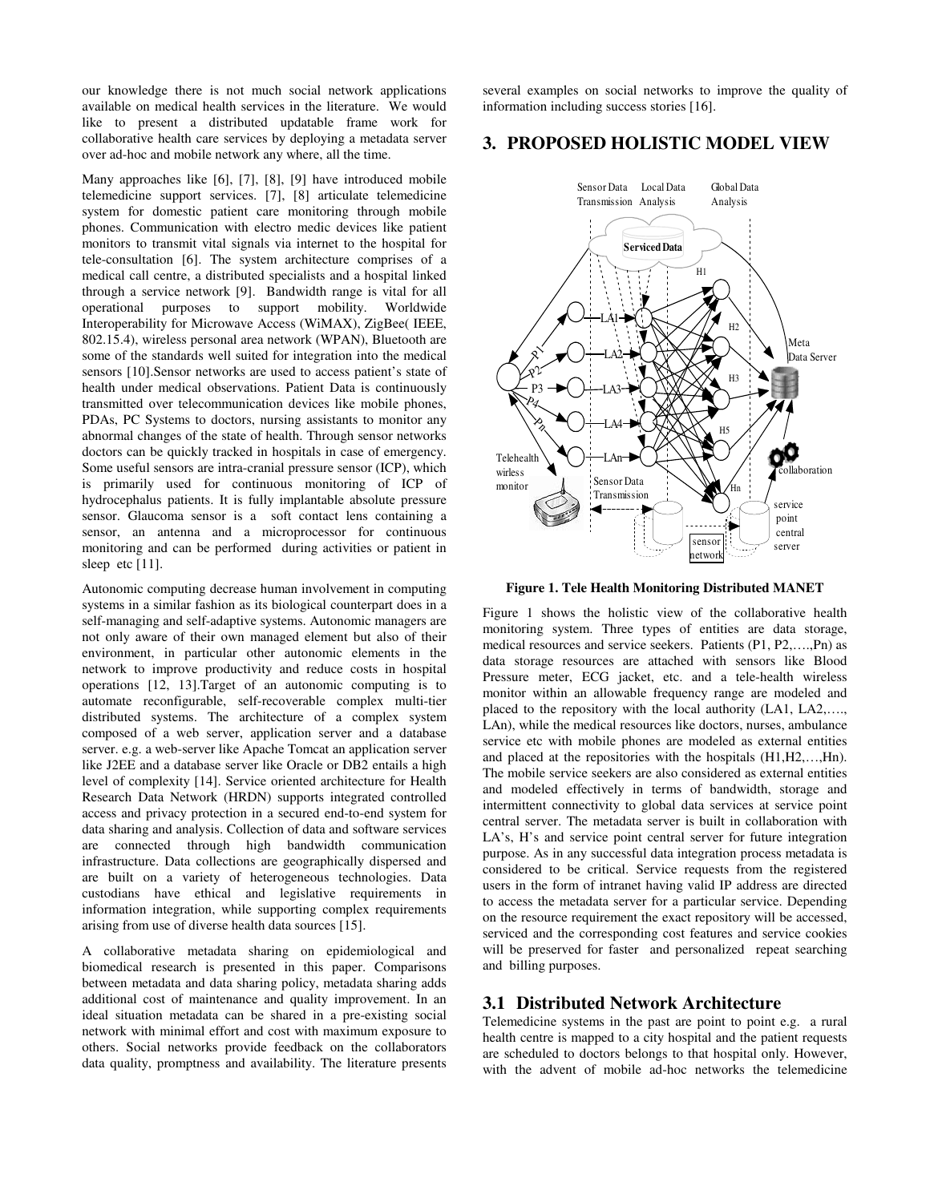our knowledge there is not much social network applications available on medical health services in the literature. We would like to present a distributed updatable frame work for collaborative health care services by deploying a metadata server over ad-hoc and mobile network any where, all the time.

Many approaches like [6], [7], [8], [9] have introduced mobile telemedicine support services. [7], [8] articulate telemedicine system for domestic patient care monitoring through mobile phones. Communication with electro medic devices like patient monitors to transmit vital signals via internet to the hospital for tele-consultation [6]. The system architecture comprises of a medical call centre, a distributed specialists and a hospital linked through a service network [9]. Bandwidth range is vital for all operational purposes to support mobility. Worldwide Interoperability for Microwave Access (WiMAX), ZigBee( IEEE, 802.15.4), wireless personal area network (WPAN), Bluetooth are some of the standards well suited for integration into the medical sensors [10].Sensor networks are used to access patient's state of health under medical observations. Patient Data is continuously transmitted over telecommunication devices like mobile phones, PDAs, PC Systems to doctors, nursing assistants to monitor any abnormal changes of the state of health. Through sensor networks doctors can be quickly tracked in hospitals in case of emergency. Some useful sensors are intra-cranial pressure sensor (ICP), which is primarily used for continuous monitoring of ICP of hydrocephalus patients. It is fully implantable absolute pressure sensor. Glaucoma sensor is a soft contact lens containing a sensor, an antenna and a microprocessor for continuous monitoring and can be performed during activities or patient in sleep etc [11].

Autonomic computing decrease human involvement in computing systems in a similar fashion as its biological counterpart does in a self-managing and self-adaptive systems. Autonomic managers are not only aware of their own managed element but also of their environment, in particular other autonomic elements in the network to improve productivity and reduce costs in hospital operations [12, 13].Target of an autonomic computing is to automate reconfigurable, self-recoverable complex multi-tier distributed systems. The architecture of a complex system composed of a web server, application server and a database server. e.g. a web-server like Apache Tomcat an application server like J2EE and a database server like Oracle or DB2 entails a high level of complexity [14]. Service oriented architecture for Health Research Data Network (HRDN) supports integrated controlled access and privacy protection in a secured end-to-end system for data sharing and analysis. Collection of data and software services are connected through high bandwidth communication infrastructure. Data collections are geographically dispersed and are built on a variety of heterogeneous technologies. Data custodians have ethical and legislative requirements in information integration, while supporting complex requirements arising from use of diverse health data sources [15].

A collaborative metadata sharing on epidemiological and biomedical research is presented in this paper. Comparisons between metadata and data sharing policy, metadata sharing adds additional cost of maintenance and quality improvement. In an ideal situation metadata can be shared in a pre-existing social network with minimal effort and cost with maximum exposure to others. Social networks provide feedback on the collaborators data quality, promptness and availability. The literature presents several examples on social networks to improve the quality of information including success stories [16].

## 3. PROPOSED HOLISTIC MODEL VIEW

Sensor Data Transmission
Local Data Analysis
Global Data Analysis
Serviced Data
H1
H2
H3
H5
Hn
LA1
LA2
LA3
LA4
LAn
P1
P2
P3
P4
Pn
Meta Data Server
collaboration
service point central server
sensor network
Sensor Data Transmission
Telehealth wirless monitor

**Figure 1. Tele Health Monitoring Distributed MANET**

Figure 1 shows the holistic view of the collaborative health monitoring system. Three types of entities are data storage, medical resources and service seekers. Patients (P1, P2,….,Pn) as data storage resources are attached with sensors like Blood Pressure meter, ECG jacket, etc. and a tele-health wireless monitor within an allowable frequency range are modeled and placed to the repository with the local authority (LA1, LA2,…., LAn), while the medical resources like doctors, nurses, ambulance service etc with mobile phones are modeled as external entities and placed at the repositories with the hospitals (H1,H2,…,Hn). The mobile service seekers are also considered as external entities and modeled effectively in terms of bandwidth, storage and intermittent connectivity to global data services at service point central server. The metadata server is built in collaboration with LA's, H's and service point central server for future integration purpose. As in any successful data integration process metadata is considered to be critical. Service requests from the registered users in the form of intranet having valid IP address are directed to access the metadata server for a particular service. Depending on the resource requirement the exact repository will be accessed, serviced and the corresponding cost features and service cookies will be preserved for faster and personalized repeat searching and billing purposes.

### 3.1 Distributed Network Architecture

Telemedicine systems in the past are point to point e.g. a rural health centre is mapped to a city hospital and the patient requests are scheduled to doctors belongs to that hospital only. However, with the advent of mobile ad-hoc networks the telemedicine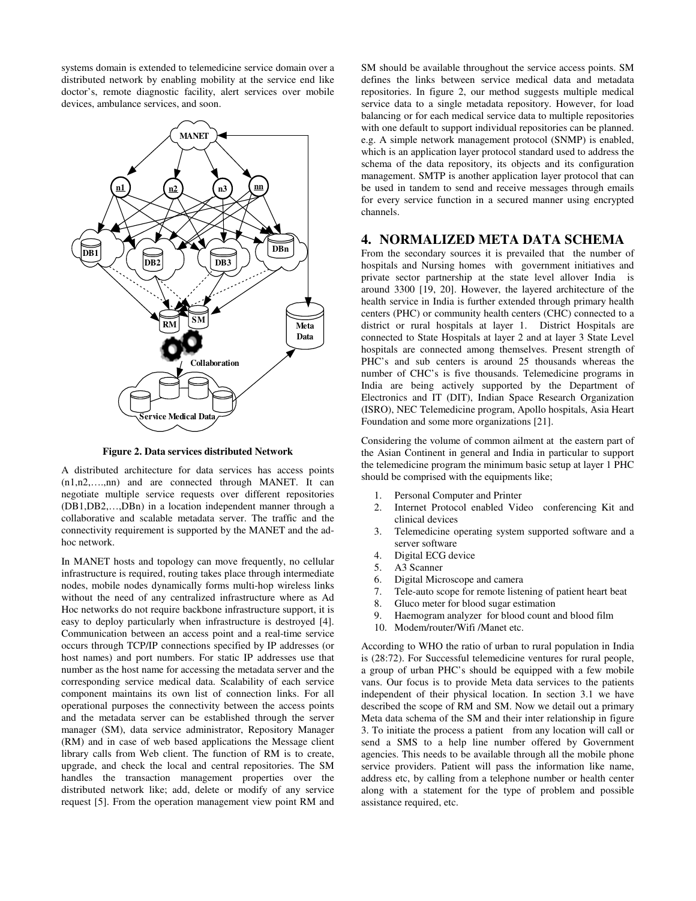systems domain is extended to telemedicine service domain over a distributed network by enabling mobility at the service end like doctor's, remote diagnostic facility, alert services over mobile devices, ambulance services, and soon.

MANET

n1
n2
n3
nn

DB1
DB2
DB3
DBn

RM
SM
Meta Data

Collaboration

Service Medical Data

**Figure 2. Data services distributed Network**

A distributed architecture for data services has access points (n1,n2,….,nn) and are connected through MANET. It can negotiate multiple service requests over different repositories (DB1,DB2,…,DBn) in a location independent manner through a collaborative and scalable metadata server. The traffic and the connectivity requirement is supported by the MANET and the ad-hoc network.

In MANET hosts and topology can move frequently, no cellular infrastructure is required, routing takes place through intermediate nodes, mobile nodes dynamically forms multi-hop wireless links without the need of any centralized infrastructure where as Ad Hoc networks do not require backbone infrastructure support, it is easy to deploy particularly when infrastructure is destroyed [4]. Communication between an access point and a real-time service occurs through TCP/IP connections specified by IP addresses (or host names) and port numbers. For static IP addresses use that number as the host name for accessing the metadata server and the corresponding service medical data. Scalability of each service component maintains its own list of connection links. For all operational purposes the connectivity between the access points and the metadata server can be established through the server manager (SM), data service administrator, Repository Manager (RM) and in case of web based applications the Message client library calls from Web client. The function of RM is to create, upgrade, and check the local and central repositories. The SM handles the transaction management properties over the distributed network like; add, delete or modify of any service request [5]. From the operation management view point RM and SM should be available throughout the service access points. SM defines the links between service medical data and metadata repositories. In figure 2, our method suggests multiple medical service data to a single metadata repository. However, for load balancing or for each medical service data to multiple repositories with one default to support individual repositories can be planned. e.g. A simple network management protocol (SNMP) is enabled, which is an application layer protocol standard used to address the schema of the data repository, its objects and its configuration management. SMTP is another application layer protocol that can be used in tandem to send and receive messages through emails for every service function in a secured manner using encrypted channels.

# 4. NORMALIZED META DATA SCHEMA

From the secondary sources it is prevailed that the number of hospitals and Nursing homes with government initiatives and private sector partnership at the state level allover India is around 3300 [19, 20]. However, the layered architecture of the health service in India is further extended through primary health centers (PHC) or community health centers (CHC) connected to a district or rural hospitals at layer 1. District Hospitals are connected to State Hospitals at layer 2 and at layer 3 State Level hospitals are connected among themselves. Present strength of PHC's and sub centers is around 25 thousands whereas the number of CHC's is five thousands. Telemedicine programs in India are being actively supported by the Department of Electronics and IT (DIT), Indian Space Research Organization (ISRO), NEC Telemedicine program, Apollo hospitals, Asia Heart Foundation and some more organizations [21].

Considering the volume of common ailment at the eastern part of the Asian Continent in general and India in particular to support the telemedicine program the minimum basic setup at layer 1 PHC should be comprised with the equipments like;

1. Personal Computer and Printer
2. Internet Protocol enabled Video conferencing Kit and clinical devices
3. Telemedicine operating system supported software and a server software
4. Digital ECG device
5. A3 Scanner
6. Digital Microscope and camera
7. Tele-auto scope for remote listening of patient heart beat
8. Gluco meter for blood sugar estimation
9. Haemogram analyzer for blood count and blood film
10. Modem/router/Wifi /Manet etc.

According to WHO the ratio of urban to rural population in India is (28:72). For Successful telemedicine ventures for rural people, a group of urban PHC's should be equipped with a few mobile vans. Our focus is to provide Meta data services to the patients independent of their physical location. In section 3.1 we have described the scope of RM and SM. Now we detail out a primary Meta data schema of the SM and their inter relationship in figure 3. To initiate the process a patient from any location will call or send a SMS to a help line number offered by Government agencies. This needs to be available through all the mobile phone service providers. Patient will pass the information like name, address etc, by calling from a telephone number or health center along with a statement for the type of problem and possible assistance required, etc.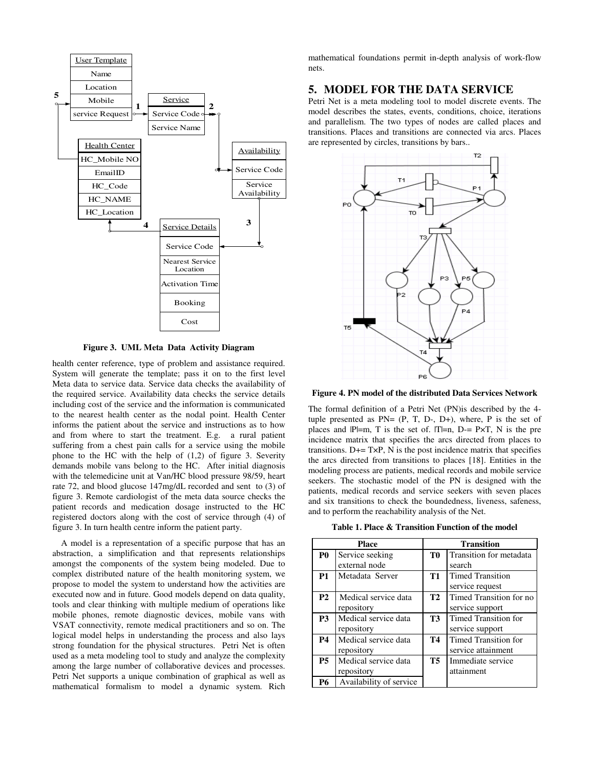**Figure 3. UML Meta Data Activity Diagram**

health center reference, type of problem and assistance required. System will generate the template; pass it on to the first level Meta data to service data. Service data checks the availability of the required service. Availability data checks the service details including cost of the service and the information is communicated to the nearest health center as the nodal point. Health Center informs the patient about the service and instructions as to how and from where to start the treatment. E.g. a rural patient suffering from a chest pain calls for a service using the mobile phone to the HC with the help of (1,2) of figure 3. Severity demands mobile vans belong to the HC. After initial diagnosis with the telemedicine unit at Van/HC blood pressure 98/59, heart rate 72, and blood glucose 147mg/dL recorded and sent to (3) of figure 3. Remote cardiologist of the meta data source checks the patient records and medication dosage instructed to the HC registered doctors along with the cost of service through (4) of figure 3. In turn health centre inform the patient party.

A model is a representation of a specific purpose that has an abstraction, a simplification and that represents relationships amongst the components of the system being modeled. Due to complex distributed nature of the health monitoring system, we propose to model the system to understand how the activities are executed now and in future. Good models depend on data quality, tools and clear thinking with multiple medium of operations like mobile phones, remote diagnostic devices, mobile vans with VSAT connectivity, remote medical practitioners and so on. The logical model helps in understanding the process and also lays strong foundation for the physical structures. Petri Net is often used as a meta modeling tool to study and analyze the complexity among the large number of collaborative devices and processes. Petri Net supports a unique combination of graphical as well as mathematical formalism to model a dynamic system. Rich mathematical foundations permit in-depth analysis of work-flow nets.

## 5. MODEL FOR THE DATA SERVICE

Petri Net is a meta modeling tool to model discrete events. The model describes the states, events, conditions, choice, iterations and parallelism. The two types of nodes are called places and transitions. Places and transitions are connected via arcs. Places are represented by circles, transitions by bars..

**Figure 4. PN model of the distributed Data Services Network**

The formal definition of a Petri Net (PN)is described by the 4-tuple presented as PN= (P, T, D-, D+), where, P is the set of places and $|P|=m$, T is the set of. $|T|=n$, $D-= P\times T$, N is the pre incidence matrix that specifies the arcs directed from places to transitions. $D+= T\times P$, N is the post incidence matrix that specifies the arcs directed from transitions to places [18]. Entities in the modeling process are patients, medical records and mobile service seekers. The stochastic model of the PN is designed with the patients, medical records and service seekers with seven places and six transitions to check the boundedness, liveness, safeness, and to perform the reachability analysis of the Net.

**Table 1. Place & Transition Function of the model**

| Place | | Transition | |
|---|---|---|---|
| **P0** | Service seeking external node | **T0** | Transition for metadata search |
| **P1** | Metadata Server | **T1** | Timed Transition service request |
| **P2** | Medical service data repository | **T2** | Timed Transition for no service support |
| **P3** | Medical service data repository | **T3** | Timed Transition for service support |
| **P4** | Medical service data repository | **T4** | Timed Transition for service attainment |
| **P5** | Medical service data repository | **T5** | Immediate service attainment |
| **P6** | Availability of service | | |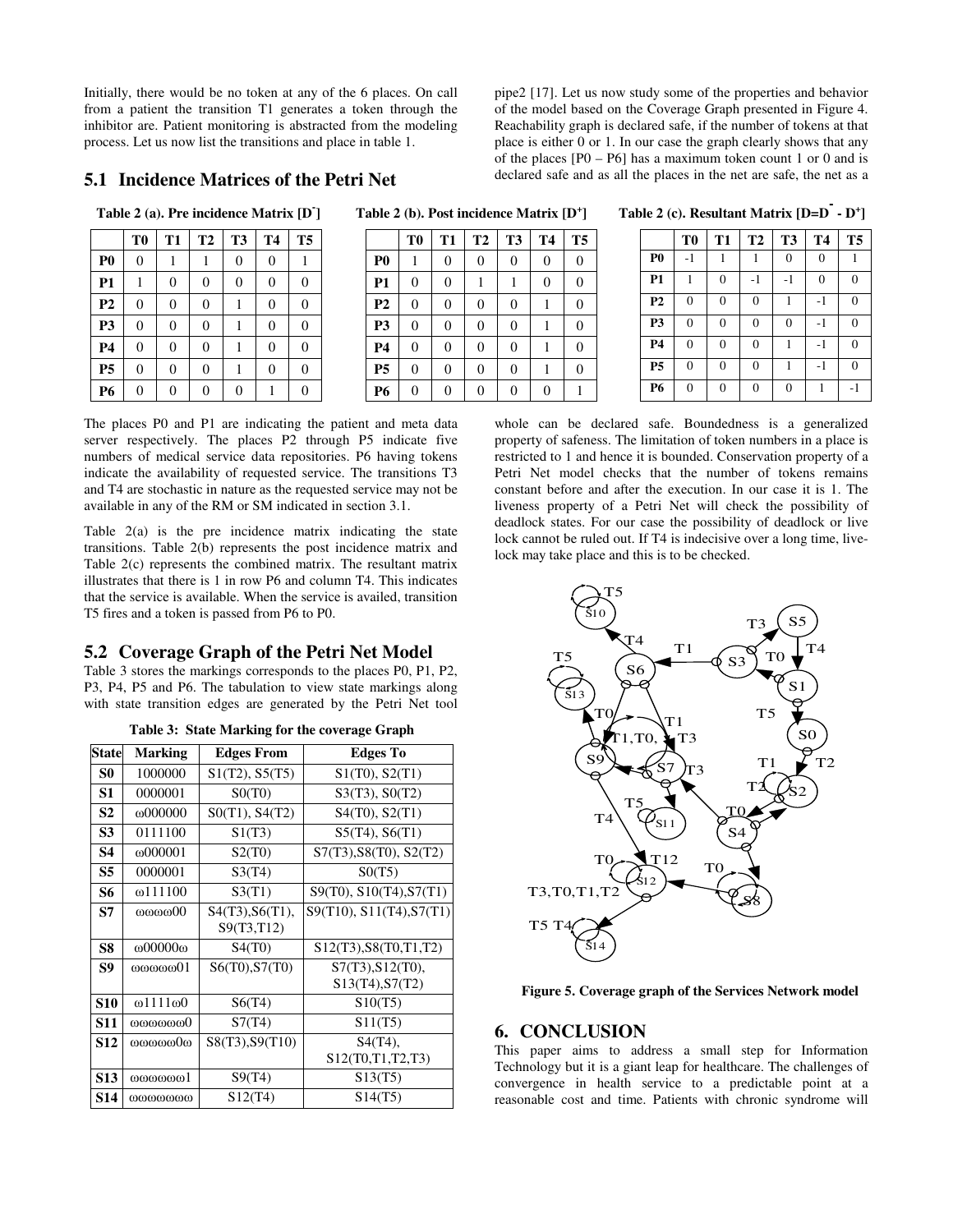Initially, there would be no token at any of the 6 places. On call from a patient the transition T1 generates a token through the inhibitor are. Patient monitoring is abstracted from the modeling process. Let us now list the transitions and place in table 1.

## 5.1 Incidence Matrices of the Petri Net

**Table 2 (a). Pre incidence Matrix [$D^-$]**

| | T0 | T1 | T2 | T3 | T4 | T5 |
|---|---|---|---|---|---|---|
| **P0** | 0 | 1 | 1 | 0 | 0 | 1 |
| **P1** | 1 | 0 | 0 | 0 | 0 | 0 |
| **P2** | 0 | 0 | 0 | 1 | 0 | 0 |
| **P3** | 0 | 0 | 0 | 1 | 0 | 0 |
| **P4** | 0 | 0 | 0 | 1 | 0 | 0 |
| **P5** | 0 | 0 | 0 | 1 | 0 | 0 |
| **P6** | 0 | 0 | 0 | 0 | 1 | 0 |

**Table 2 (b). Post incidence Matrix [$D^+$]**

| | T0 | T1 | T2 | T3 | T4 | T5 |
|---|---|---|---|---|---|---|
| **P0** | 1 | 0 | 0 | 0 | 0 | 0 |
| **P1** | 0 | 0 | 1 | 1 | 0 | 0 |
| **P2** | 0 | 0 | 0 | 0 | 1 | 0 |
| **P3** | 0 | 0 | 0 | 0 | 1 | 0 |
| **P4** | 0 | 0 | 0 | 0 | 1 | 0 |
| **P5** | 0 | 0 | 0 | 0 | 1 | 0 |
| **P6** | 0 | 0 | 0 | 0 | 0 | 1 |

**Table 2 (c). Resultant Matrix [$D=D^- - D^+$]**

| | T0 | T1 | T2 | T3 | T4 | T5 |
|---|---|---|---|---|---|---|
| **P0** | -1 | 1 | 1 | 0 | 0 | 1 |
| **P1** | 1 | 0 | -1 | -1 | 0 | 0 |
| **P2** | 0 | 0 | 0 | 1 | -1 | 0 |
| **P3** | 0 | 0 | 0 | 0 | -1 | 0 |
| **P4** | 0 | 0 | 0 | 1 | -1 | 0 |
| **P5** | 0 | 0 | 0 | 1 | -1 | 0 |
| **P6** | 0 | 0 | 0 | 0 | 1 | -1 |

The places P0 and P1 are indicating the patient and meta data server respectively. The places P2 through P5 indicate five numbers of medical service data repositories. P6 having tokens indicate the availability of requested service. The transitions T3 and T4 are stochastic in nature as the requested service may not be available in any of the RM or SM indicated in section 3.1.

Table 2(a) is the pre incidence matrix indicating the state transitions. Table 2(b) represents the post incidence matrix and Table 2(c) represents the combined matrix. The resultant matrix illustrates that there is 1 in row P6 and column T4. This indicates that the service is available. When the service is availed, transition T5 fires and a token is passed from P6 to P0.

## 5.2 Coverage Graph of the Petri Net Model

Table 3 stores the markings corresponds to the places P0, P1, P2, P3, P4, P5 and P6. The tabulation to view state markings along with state transition edges are generated by the Petri Net tool pipe2 [17]. Let us now study some of the properties and behavior of the model based on the Coverage Graph presented in Figure 4. Reachability graph is declared safe, if the number of tokens at that place is either 0 or 1. In our case the graph clearly shows that any of the places [P0 – P6] has a maximum token count 1 or 0 and is declared safe and as all the places in the net are safe, the net as a whole can be declared safe. Boundedness is a generalized property of safeness. The limitation of token numbers in a place is restricted to 1 and hence it is bounded. Conservation property of a Petri Net model checks that the number of tokens remains constant before and after the execution. In our case it is 1. The liveness property of a Petri Net will check the possibility of deadlock states. For our case the possibility of deadlock or live lock cannot be ruled out. If T4 is indecisive over a long time, live-lock may take place and this is to be checked.

**Table 3: State Marking for the coverage Graph**

| State | Marking | Edges From | Edges To |
|---|---|---|---|
| **S0** | 1000000 | S1(T2), S5(T5) | S1(T0), S2(T1) |
| **S1** | 0000001 | S0(T0) | S3(T3), S0(T2) |
| **S2** | ω000000 | S0(T1), S4(T2) | S4(T0), S2(T1) |
| **S3** | 0111100 | S1(T3) | S5(T4), S6(T1) |
| **S4** | ω000001 | S2(T0) | S7(T3),S8(T0), S2(T2) |
| **S5** | 0000001 | S3(T4) | S0(T5) |
| **S6** | ω111100 | S3(T1) | S9(T0), S10(T4),S7(T1) |
| **S7** | ωωωω00 | S4(T3),S6(T1), S9(T3,T12) | S9(T10), S11(T4),S7(T1) |
| **S8** | ω00000ω | S4(T0) | S12(T3),S8(T0,T1,T2) |
| **S9** | ωωωωω01 | S6(T0),S7(T0) | S7(T3),S12(T0), S13(T4),S7(T2) |
| **S10** | ω1111ω0 | S6(T4) | S10(T5) |
| **S11** | ωωωωωω0 | S7(T4) | S11(T5) |
| **S12** | ωωωωω0ω | S8(T3),S9(T10) | S4(T4), S12(T0,T1,T2,T3) |
| **S13** | ωωωωωω1 | S9(T4) | S13(T5) |
| **S14** | ωωωωωωω | S12(T4) | S14(T5) |

**Figure 5. Coverage graph of the Services Network model**

# 6. CONCLUSION

This paper aims to address a small step for Information Technology but it is a giant leap for healthcare. The challenges of convergence in health service to a predictable point at a reasonable cost and time. Patients with chronic syndrome will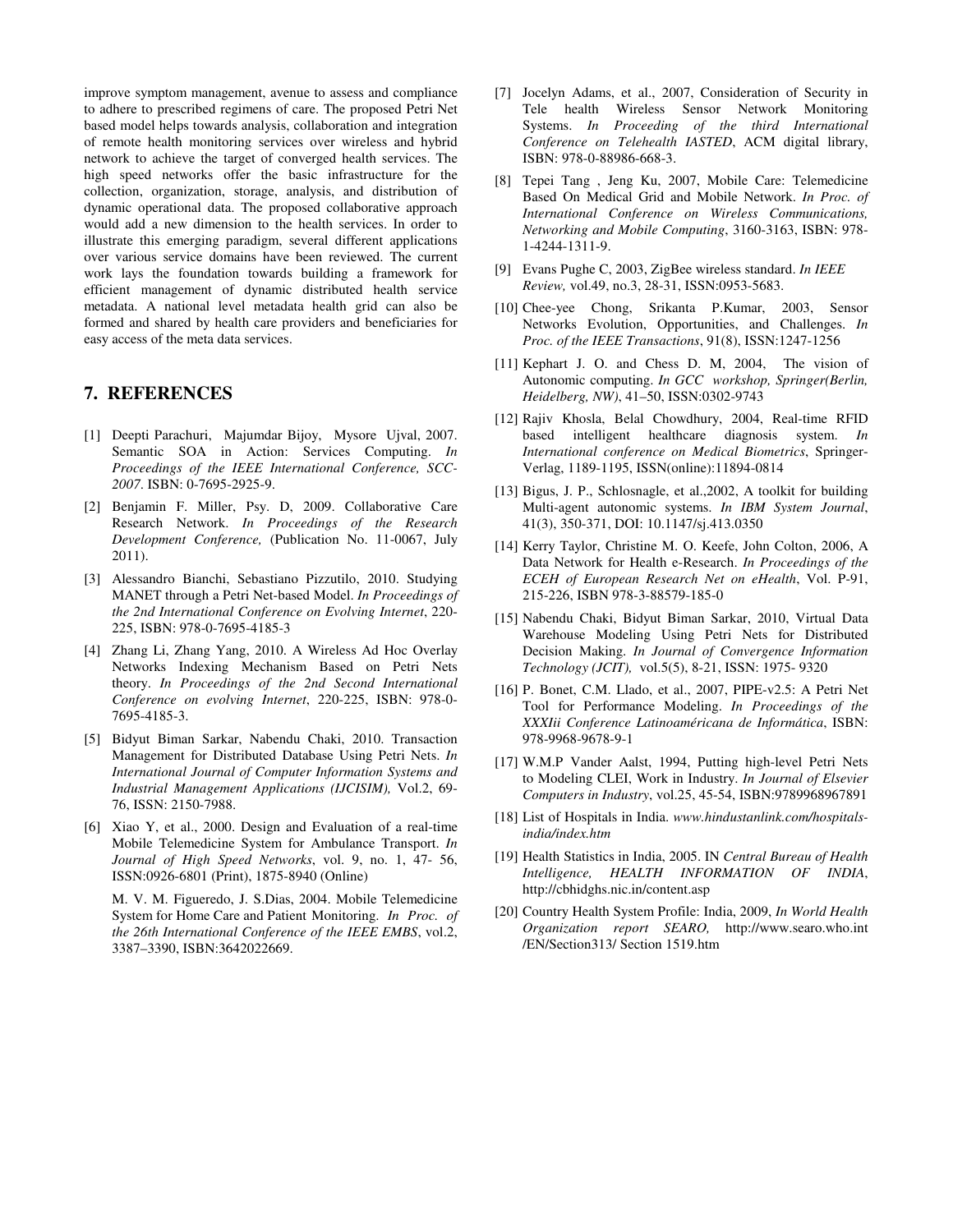improve symptom management, avenue to assess and compliance to adhere to prescribed regimens of care. The proposed Petri Net based model helps towards analysis, collaboration and integration of remote health monitoring services over wireless and hybrid network to achieve the target of converged health services. The high speed networks offer the basic infrastructure for the collection, organization, storage, analysis, and distribution of dynamic operational data. The proposed collaborative approach would add a new dimension to the health services. In order to illustrate this emerging paradigm, several different applications over various service domains have been reviewed. The current work lays the foundation towards building a framework for efficient management of dynamic distributed health service metadata. A national level metadata health grid can also be formed and shared by health care providers and beneficiaries for easy access of the meta data services.

## 7. REFERENCES

[1] Deepti Parachuri, Majumdar Bijoy, Mysore Ujval, 2007. Semantic SOA in Action: Services Computing. *In Proceedings of the IEEE International Conference, SCC-2007*. ISBN: 0-7695-2925-9.

[2] Benjamin F. Miller, Psy. D, 2009. Collaborative Care Research Network. *In Proceedings of the Research Development Conference,* (Publication No. 11-0067, July 2011).

[3] Alessandro Bianchi, Sebastiano Pizzutilo, 2010. Studying MANET through a Petri Net-based Model. *In Proceedings of the 2nd International Conference on Evolving Internet*, 220-225, ISBN: 978-0-7695-4185-3

[4] Zhang Li, Zhang Yang, 2010. A Wireless Ad Hoc Overlay Networks Indexing Mechanism Based on Petri Nets theory. *In Proceedings of the 2nd Second International Conference on evolving Internet*, 220-225, ISBN: 978-0-7695-4185-3.

[5] Bidyut Biman Sarkar, Nabendu Chaki, 2010. Transaction Management for Distributed Database Using Petri Nets. *In International Journal of Computer Information Systems and Industrial Management Applications (IJCISIM),* Vol.2, 69-76, ISSN: 2150-7988.

[6] Xiao Y, et al., 2000. Design and Evaluation of a real-time Mobile Telemedicine System for Ambulance Transport. *In Journal of High Speed Networks*, vol. 9, no. 1, 47- 56, ISSN:0926-6801 (Print), 1875-8940 (Online)

M. V. M. Figueredo, J. S.Dias, 2004. Mobile Telemedicine System for Home Care and Patient Monitoring. *In Proc. of the 26th International Conference of the IEEE EMBS*, vol.2, 3387–3390, ISBN:3642022669.

[7] Jocelyn Adams, et al., 2007, Consideration of Security in Tele health Wireless Sensor Network Monitoring Systems. *In Proceeding of the third International Conference on Telehealth IASTED*, ACM digital library, ISBN: 978-0-88986-668-3.

[8] Tepei Tang , Jeng Ku, 2007, Mobile Care: Telemedicine Based On Medical Grid and Mobile Network. *In Proc. of International Conference on Wireless Communications, Networking and Mobile Computing*, 3160-3163, ISBN: 978-1-4244-1311-9.

[9] Evans Pughe C, 2003, ZigBee wireless standard. *In IEEE Review,* vol.49, no.3, 28-31, ISSN:0953-5683.

[10] Chee-yee Chong, Srikanta P.Kumar, 2003, Sensor Networks Evolution, Opportunities, and Challenges. *In Proc. of the IEEE Transactions*, 91(8), ISSN:1247-1256

[11] Kephart J. O. and Chess D. M, 2004, The vision of Autonomic computing. *In GCC workshop, Springer(Berlin, Heidelberg, NW)*, 41–50, ISSN:0302-9743

[12] Rajiv Khosla, Belal Chowdhury, 2004, Real-time RFID based intelligent healthcare diagnosis system. *In International conference on Medical Biometrics*, Springer-Verlag, 1189-1195, ISSN(online):11894-0814

[13] Bigus, J. P., Schlosnagle, et al.,2002, A toolkit for building Multi-agent autonomic systems. *In IBM System Journal*, 41(3), 350-371, DOI: 10.1147/sj.413.0350

[14] Kerry Taylor, Christine M. O. Keefe, John Colton, 2006, A Data Network for Health e-Research. *In Proceedings of the ECEH of European Research Net on eHealth*, Vol. P-91, 215-226, ISBN 978-3-88579-185-0

[15] Nabendu Chaki, Bidyut Biman Sarkar, 2010, Virtual Data Warehouse Modeling Using Petri Nets for Distributed Decision Making. *In Journal of Convergence Information Technology (JCIT),* vol.5(5), 8-21, ISSN: 1975- 9320

[16] P. Bonet, C.M. Llado, et al., 2007, PIPE-v2.5: A Petri Net Tool for Performance Modeling. *In Proceedings of the XXXIii Conference Latinoaméricana de Informática*, ISBN: 978-9968-9678-9-1

[17] W.M.P Vander Aalst, 1994, Putting high-level Petri Nets to Modeling CLEI, Work in Industry. *In Journal of Elsevier Computers in Industry*, vol.25, 45-54, ISBN:9789968967891

[18] List of Hospitals in India. *www.hindustanlink.com/hospitals-india/index.htm*

[19] Health Statistics in India, 2005. IN *Central Bureau of Health Intelligence, HEALTH INFORMATION OF INDIA*, http://cbhidghs.nic.in/content.asp

[20] Country Health System Profile: India, 2009, *In World Health Organization report SEARO,* http://www.searo.who.int /EN/Section313/ Section 1519.htm